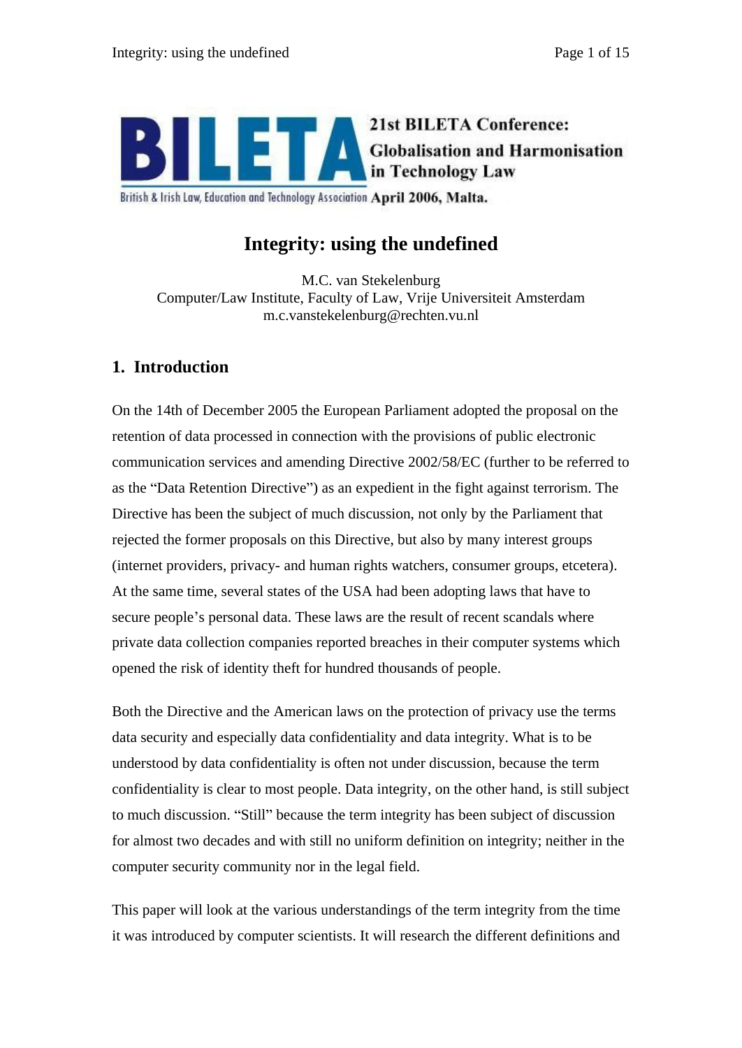21st BILETA Conference: Globalisation and Harmonisation in Technology Law

British & Irish Law, Education and Technology Association April 2006, Malta.

# Integrity: using the undefined

M.C. van Stekelenburg
Computer/Law Institute, Faculty of Law, Vrije Universiteit Amsterdam
m.c.vanstekelenburg@rechten.vu.nl

## 1. Introduction

On the 14th of December 2005 the European Parliament adopted the proposal on the retention of data processed in connection with the provisions of public electronic communication services and amending Directive 2002/58/EC (further to be referred to as the "Data Retention Directive") as an expedient in the fight against terrorism. The Directive has been the subject of much discussion, not only by the Parliament that rejected the former proposals on this Directive, but also by many interest groups (internet providers, privacy- and human rights watchers, consumer groups, etcetera). At the same time, several states of the USA had been adopting laws that have to secure people's personal data. These laws are the result of recent scandals where private data collection companies reported breaches in their computer systems which opened the risk of identity theft for hundred thousands of people.

Both the Directive and the American laws on the protection of privacy use the terms data security and especially data confidentiality and data integrity. What is to be understood by data confidentiality is often not under discussion, because the term confidentiality is clear to most people. Data integrity, on the other hand, is still subject to much discussion. "Still" because the term integrity has been subject of discussion for almost two decades and with still no uniform definition on integrity; neither in the computer security community nor in the legal field.

This paper will look at the various understandings of the term integrity from the time it was introduced by computer scientists. It will research the different definitions and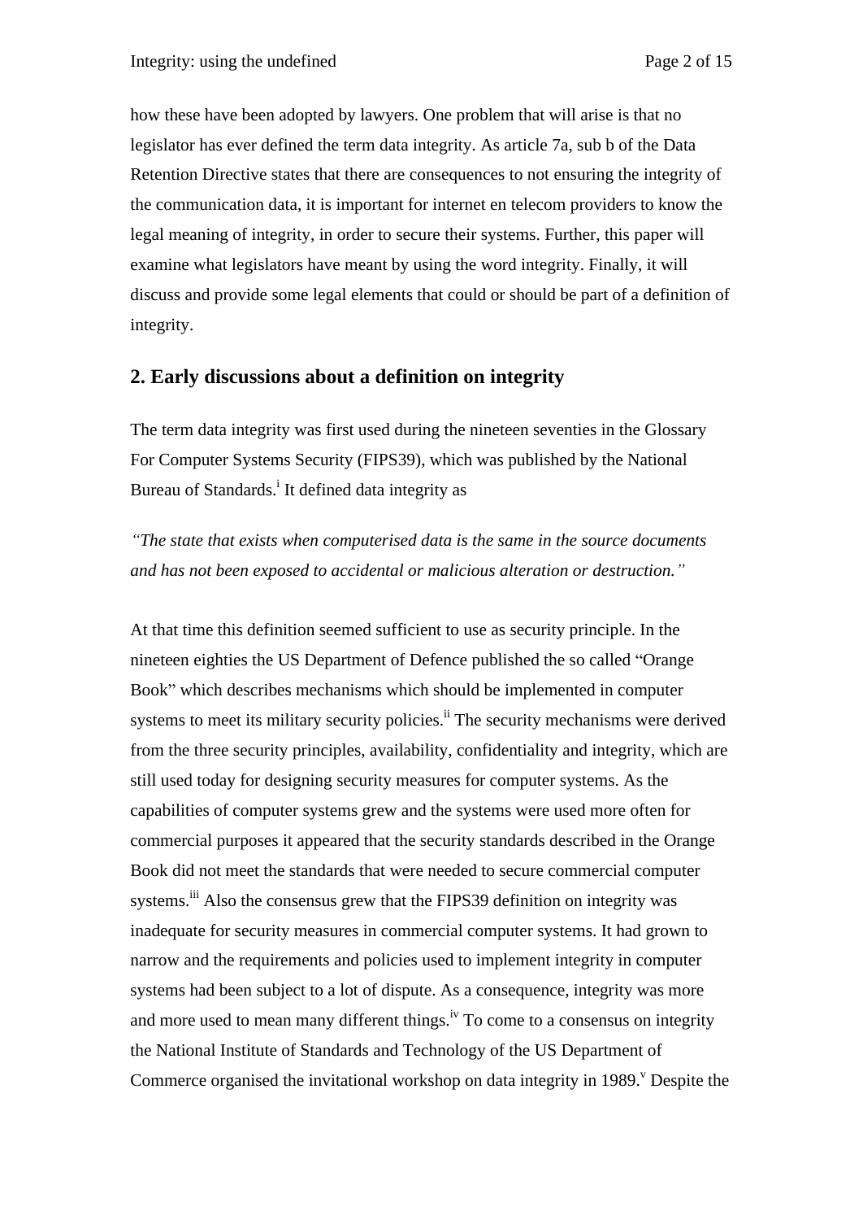how these have been adopted by lawyers. One problem that will arise is that no legislator has ever defined the term data integrity. As article 7a, sub b of the Data Retention Directive states that there are consequences to not ensuring the integrity of the communication data, it is important for internet en telecom providers to know the legal meaning of integrity, in order to secure their systems. Further, this paper will examine what legislators have meant by using the word integrity. Finally, it will discuss and provide some legal elements that could or should be part of a definition of integrity.

## 2. Early discussions about a definition on integrity

The term data integrity was first used during the nineteen seventies in the Glossary For Computer Systems Security (FIPS39), which was published by the National Bureau of Standards.[i] It defined data integrity as

*"The state that exists when computerised data is the same in the source documents and has not been exposed to accidental or malicious alteration or destruction."*

At that time this definition seemed sufficient to use as security principle. In the nineteen eighties the US Department of Defence published the so called "Orange Book" which describes mechanisms which should be implemented in computer systems to meet its military security policies.[ii] The security mechanisms were derived from the three security principles, availability, confidentiality and integrity, which are still used today for designing security measures for computer systems. As the capabilities of computer systems grew and the systems were used more often for commercial purposes it appeared that the security standards described in the Orange Book did not meet the standards that were needed to secure commercial computer systems.[iii] Also the consensus grew that the FIPS39 definition on integrity was inadequate for security measures in commercial computer systems. It had grown to narrow and the requirements and policies used to implement integrity in computer systems had been subject to a lot of dispute. As a consequence, integrity was more and more used to mean many different things.[iv] To come to a consensus on integrity the National Institute of Standards and Technology of the US Department of Commerce organised the invitational workshop on data integrity in 1989.[v] Despite the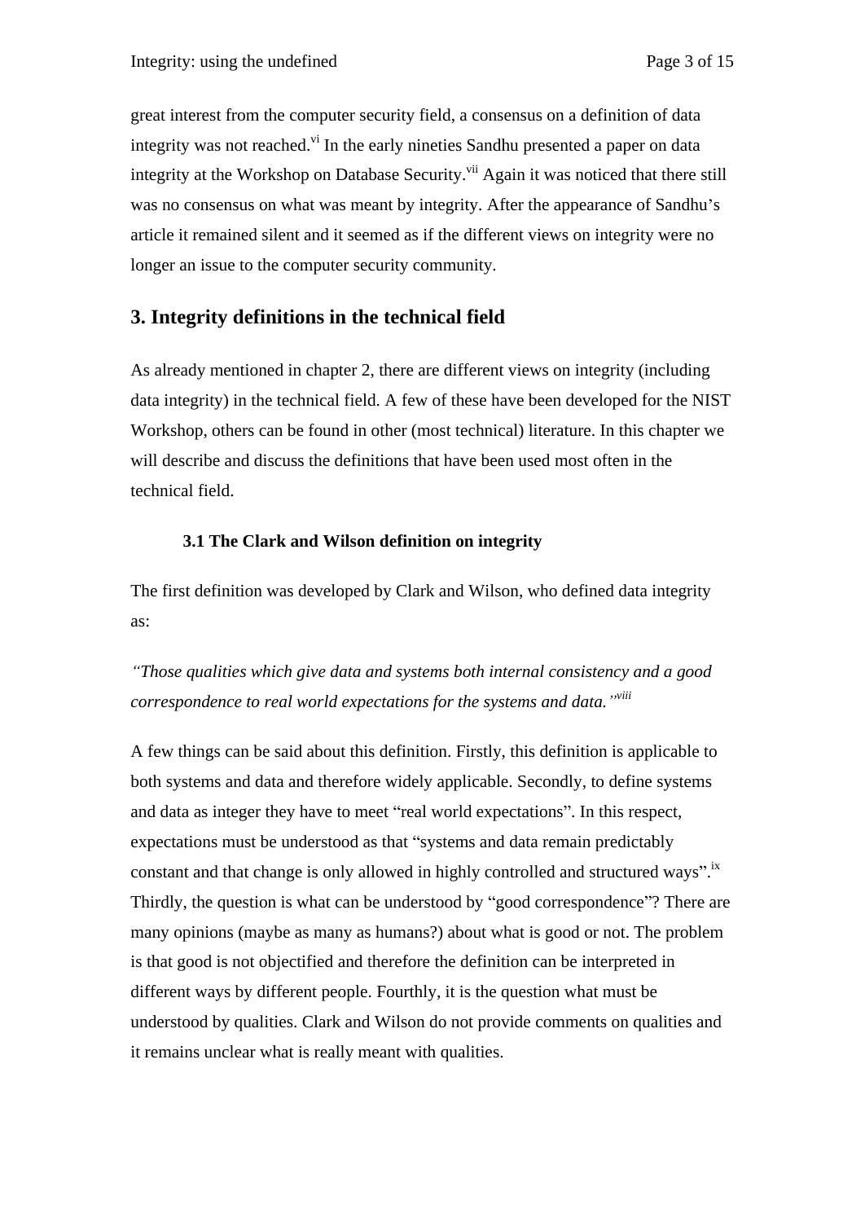great interest from the computer security field, a consensus on a definition of data integrity was not reached.[vi] In the early nineties Sandhu presented a paper on data integrity at the Workshop on Database Security.[vii] Again it was noticed that there still was no consensus on what was meant by integrity. After the appearance of Sandhu's article it remained silent and it seemed as if the different views on integrity were no longer an issue to the computer security community.

## 3. Integrity definitions in the technical field

As already mentioned in chapter 2, there are different views on integrity (including data integrity) in the technical field. A few of these have been developed for the NIST Workshop, others can be found in other (most technical) literature. In this chapter we will describe and discuss the definitions that have been used most often in the technical field.

### 3.1 The Clark and Wilson definition on integrity

The first definition was developed by Clark and Wilson, who defined data integrity as:

*"Those qualities which give data and systems both internal consistency and a good correspondence to real world expectations for the systems and data."*[viii]

A few things can be said about this definition. Firstly, this definition is applicable to both systems and data and therefore widely applicable. Secondly, to define systems and data as integer they have to meet "real world expectations". In this respect, expectations must be understood as that "systems and data remain predictably constant and that change is only allowed in highly controlled and structured ways".[ix] Thirdly, the question is what can be understood by "good correspondence"? There are many opinions (maybe as many as humans?) about what is good or not. The problem is that good is not objectified and therefore the definition can be interpreted in different ways by different people. Fourthly, it is the question what must be understood by qualities. Clark and Wilson do not provide comments on qualities and it remains unclear what is really meant with qualities.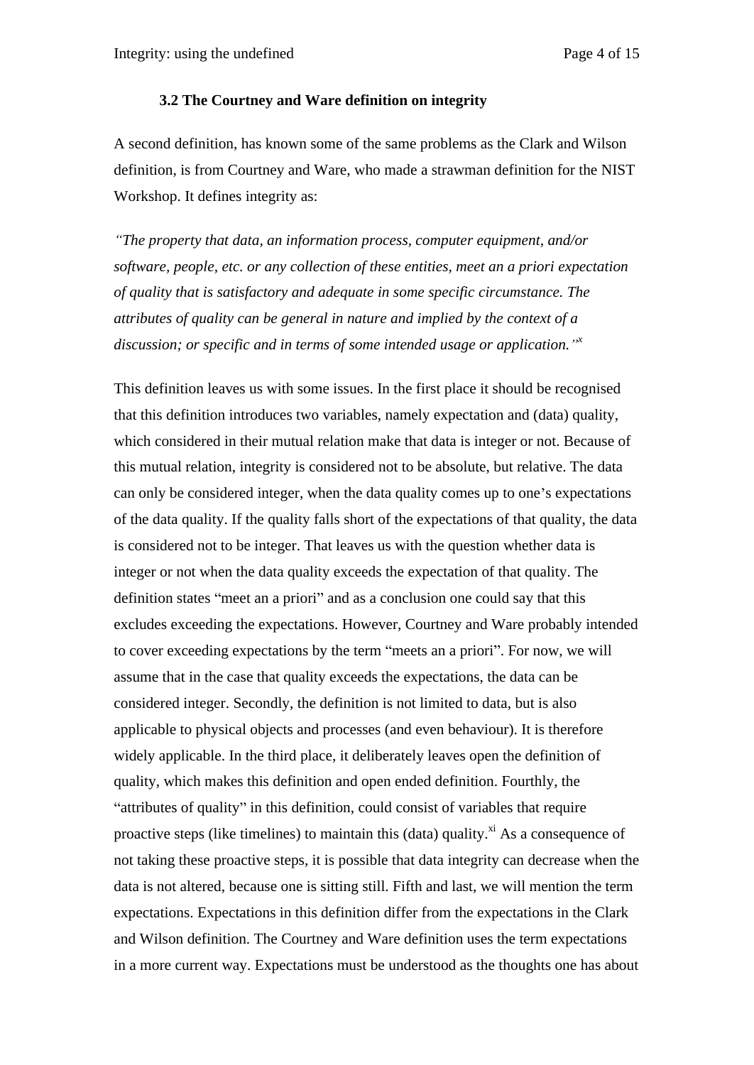### 3.2 The Courtney and Ware definition on integrity

A second definition, has known some of the same problems as the Clark and Wilson definition, is from Courtney and Ware, who made a strawman definition for the NIST Workshop. It defines integrity as:

*"The property that data, an information process, computer equipment, and/or software, people, etc. or any collection of these entities, meet an a priori expectation of quality that is satisfactory and adequate in some specific circumstance. The attributes of quality can be general in nature and implied by the context of a discussion; or specific and in terms of some intended usage or application."*[x]

This definition leaves us with some issues. In the first place it should be recognised that this definition introduces two variables, namely expectation and (data) quality, which considered in their mutual relation make that data is integer or not. Because of this mutual relation, integrity is considered not to be absolute, but relative. The data can only be considered integer, when the data quality comes up to one's expectations of the data quality. If the quality falls short of the expectations of that quality, the data is considered not to be integer. That leaves us with the question whether data is integer or not when the data quality exceeds the expectation of that quality. The definition states "meet an a priori" and as a conclusion one could say that this excludes exceeding the expectations. However, Courtney and Ware probably intended to cover exceeding expectations by the term "meets an a priori". For now, we will assume that in the case that quality exceeds the expectations, the data can be considered integer. Secondly, the definition is not limited to data, but is also applicable to physical objects and processes (and even behaviour). It is therefore widely applicable. In the third place, it deliberately leaves open the definition of quality, which makes this definition and open ended definition. Fourthly, the "attributes of quality" in this definition, could consist of variables that require proactive steps (like timelines) to maintain this (data) quality.[xi] As a consequence of not taking these proactive steps, it is possible that data integrity can decrease when the data is not altered, because one is sitting still. Fifth and last, we will mention the term expectations. Expectations in this definition differ from the expectations in the Clark and Wilson definition. The Courtney and Ware definition uses the term expectations in a more current way. Expectations must be understood as the thoughts one has about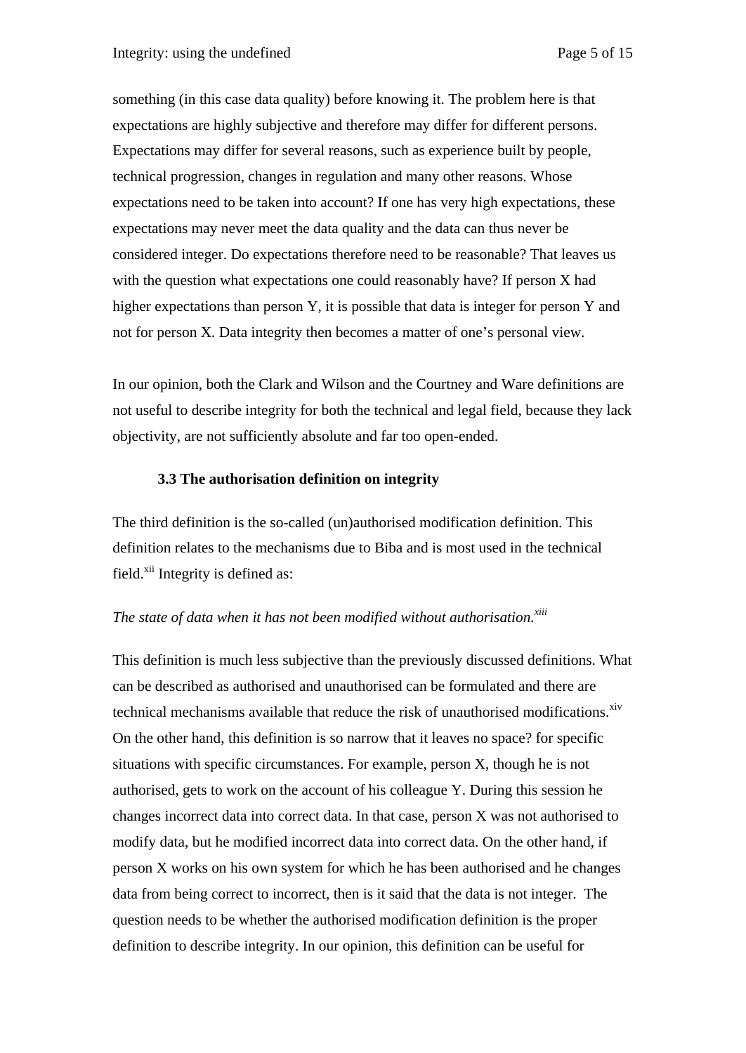something (in this case data quality) before knowing it. The problem here is that expectations are highly subjective and therefore may differ for different persons. Expectations may differ for several reasons, such as experience built by people, technical progression, changes in regulation and many other reasons. Whose expectations need to be taken into account? If one has very high expectations, these expectations may never meet the data quality and the data can thus never be considered integer. Do expectations therefore need to be reasonable? That leaves us with the question what expectations one could reasonably have? If person X had higher expectations than person Y, it is possible that data is integer for person Y and not for person X. Data integrity then becomes a matter of one's personal view.

In our opinion, both the Clark and Wilson and the Courtney and Ware definitions are not useful to describe integrity for both the technical and legal field, because they lack objectivity, are not sufficiently absolute and far too open-ended.

### 3.3 The authorisation definition on integrity

The third definition is the so-called (un)authorised modification definition. This definition relates to the mechanisms due to Biba and is most used in the technical field.[xii] Integrity is defined as:

*The state of data when it has not been modified without authorisation.*[xiii]

This definition is much less subjective than the previously discussed definitions. What can be described as authorised and unauthorised can be formulated and there are technical mechanisms available that reduce the risk of unauthorised modifications.[xiv] On the other hand, this definition is so narrow that it leaves no space? for specific situations with specific circumstances. For example, person X, though he is not authorised, gets to work on the account of his colleague Y. During this session he changes incorrect data into correct data. In that case, person X was not authorised to modify data, but he modified incorrect data into correct data. On the other hand, if person X works on his own system for which he has been authorised and he changes data from being correct to incorrect, then is it said that the data is not integer. The question needs to be whether the authorised modification definition is the proper definition to describe integrity. In our opinion, this definition can be useful for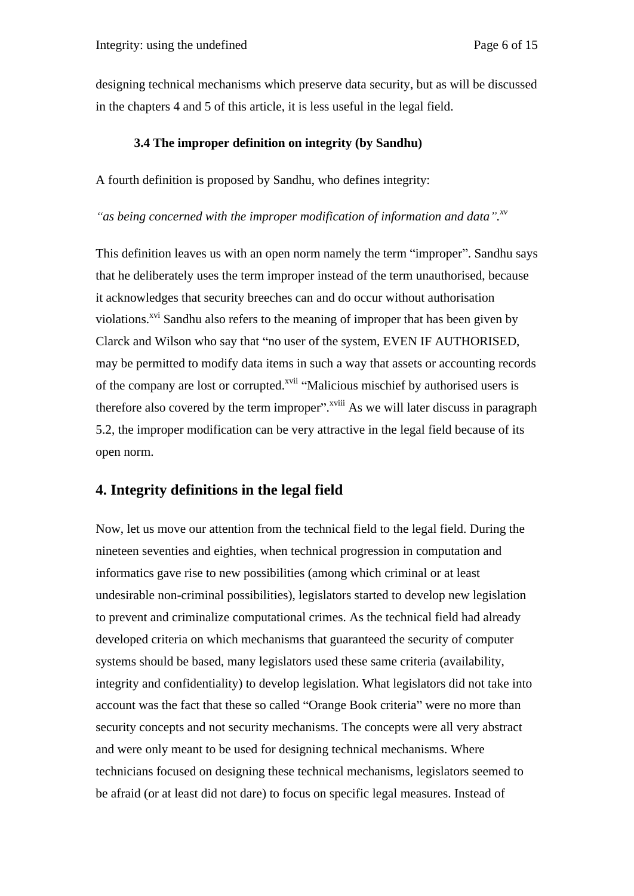designing technical mechanisms which preserve data security, but as will be discussed in the chapters 4 and 5 of this article, it is less useful in the legal field.

### 3.4 The improper definition on integrity (by Sandhu)

A fourth definition is proposed by Sandhu, who defines integrity:

*"as being concerned with the improper modification of information and data".*[xv]

This definition leaves us with an open norm namely the term "improper". Sandhu says that he deliberately uses the term improper instead of the term unauthorised, because it acknowledges that security breeches can and do occur without authorisation violations.[xvi] Sandhu also refers to the meaning of improper that has been given by Clarck and Wilson who say that "no user of the system, EVEN IF AUTHORISED, may be permitted to modify data items in such a way that assets or accounting records of the company are lost or corrupted.[xvii] "Malicious mischief by authorised users is therefore also covered by the term improper".[xviii] As we will later discuss in paragraph 5.2, the improper modification can be very attractive in the legal field because of its open norm.

## 4. Integrity definitions in the legal field

Now, let us move our attention from the technical field to the legal field. During the nineteen seventies and eighties, when technical progression in computation and informatics gave rise to new possibilities (among which criminal or at least undesirable non-criminal possibilities), legislators started to develop new legislation to prevent and criminalize computational crimes. As the technical field had already developed criteria on which mechanisms that guaranteed the security of computer systems should be based, many legislators used these same criteria (availability, integrity and confidentiality) to develop legislation. What legislators did not take into account was the fact that these so called "Orange Book criteria" were no more than security concepts and not security mechanisms. The concepts were all very abstract and were only meant to be used for designing technical mechanisms. Where technicians focused on designing these technical mechanisms, legislators seemed to be afraid (or at least did not dare) to focus on specific legal measures. Instead of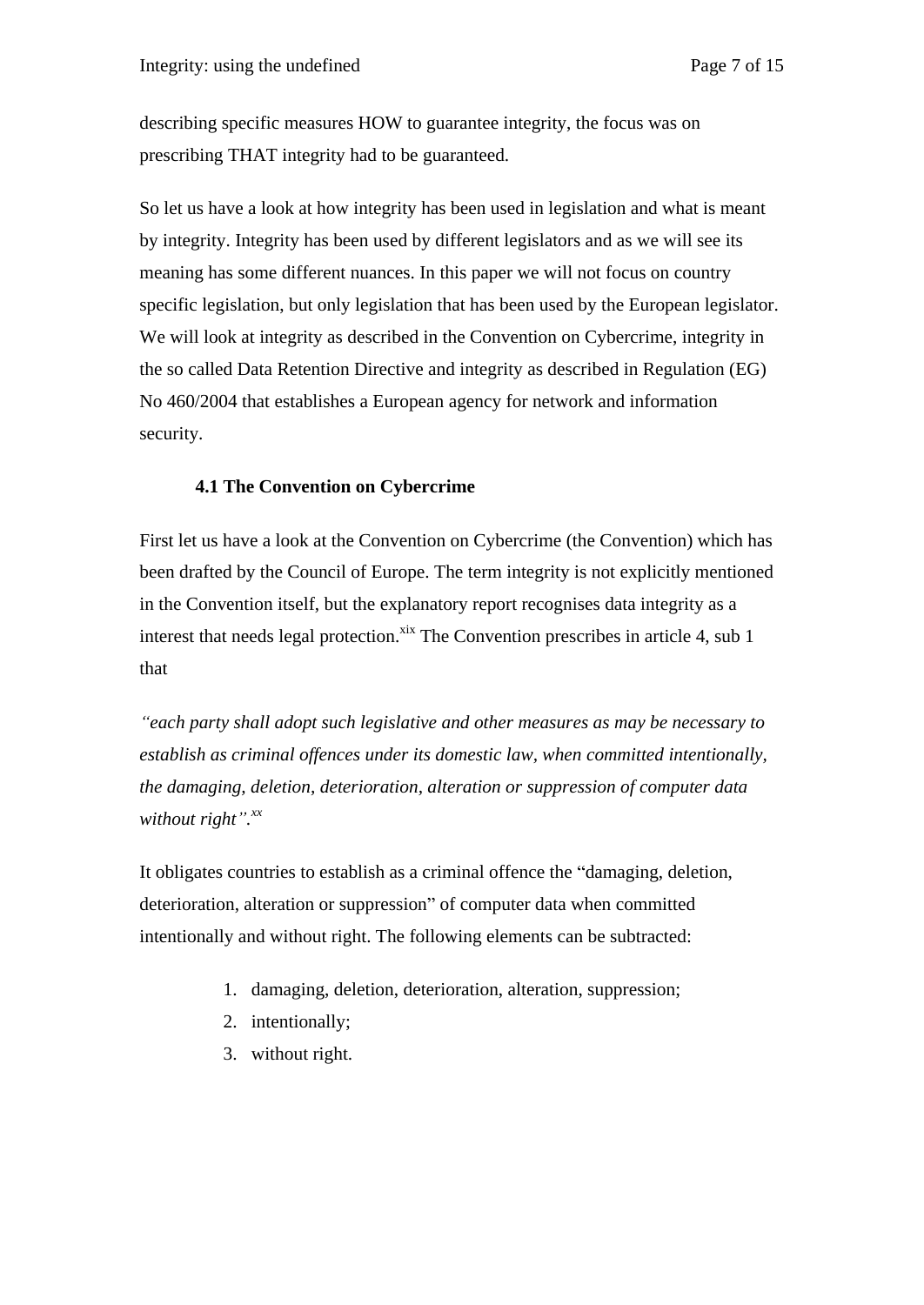describing specific measures HOW to guarantee integrity, the focus was on prescribing THAT integrity had to be guaranteed.

So let us have a look at how integrity has been used in legislation and what is meant by integrity. Integrity has been used by different legislators and as we will see its meaning has some different nuances. In this paper we will not focus on country specific legislation, but only legislation that has been used by the European legislator. We will look at integrity as described in the Convention on Cybercrime, integrity in the so called Data Retention Directive and integrity as described in Regulation (EG) No 460/2004 that establishes a European agency for network and information security.

### 4.1 The Convention on Cybercrime

First let us have a look at the Convention on Cybercrime (the Convention) which has been drafted by the Council of Europe. The term integrity is not explicitly mentioned in the Convention itself, but the explanatory report recognises data integrity as a interest that needs legal protection.[xix] The Convention prescribes in article 4, sub 1 that

*"each party shall adopt such legislative and other measures as may be necessary to establish as criminal offences under its domestic law, when committed intentionally, the damaging, deletion, deterioration, alteration or suppression of computer data without right".*[xx]

It obligates countries to establish as a criminal offence the "damaging, deletion, deterioration, alteration or suppression" of computer data when committed intentionally and without right. The following elements can be subtracted:

1. damaging, deletion, deterioration, alteration, suppression;
2. intentionally;
3. without right.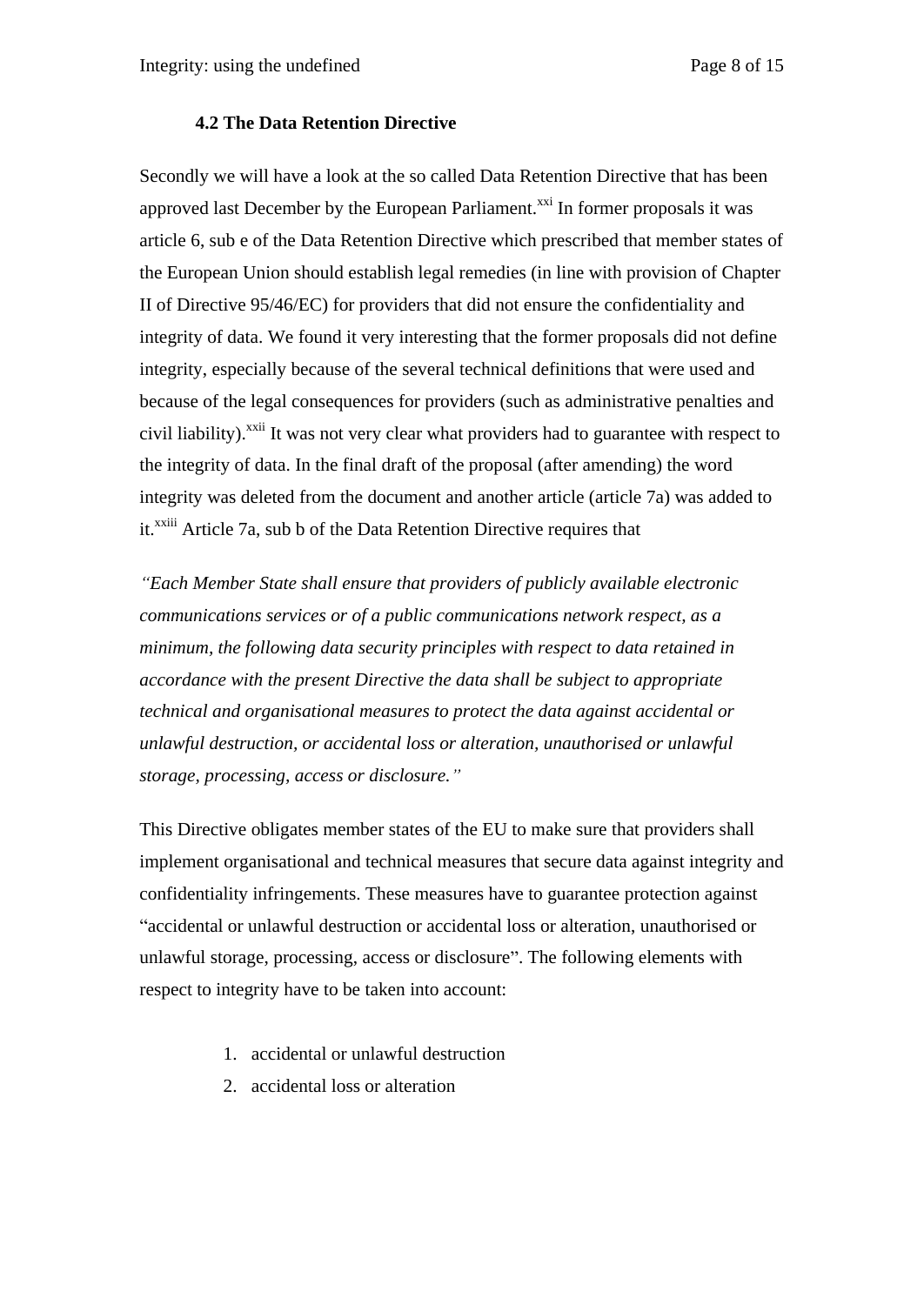### 4.2 The Data Retention Directive

Secondly we will have a look at the so called Data Retention Directive that has been approved last December by the European Parliament.[xxi] In former proposals it was article 6, sub e of the Data Retention Directive which prescribed that member states of the European Union should establish legal remedies (in line with provision of Chapter II of Directive 95/46/EC) for providers that did not ensure the confidentiality and integrity of data. We found it very interesting that the former proposals did not define integrity, especially because of the several technical definitions that were used and because of the legal consequences for providers (such as administrative penalties and civil liability).[xxii] It was not very clear what providers had to guarantee with respect to the integrity of data. In the final draft of the proposal (after amending) the word integrity was deleted from the document and another article (article 7a) was added to it.[xxiii] Article 7a, sub b of the Data Retention Directive requires that

*"Each Member State shall ensure that providers of publicly available electronic communications services or of a public communications network respect, as a minimum, the following data security principles with respect to data retained in accordance with the present Directive the data shall be subject to appropriate technical and organisational measures to protect the data against accidental or unlawful destruction, or accidental loss or alteration, unauthorised or unlawful storage, processing, access or disclosure."*

This Directive obligates member states of the EU to make sure that providers shall implement organisational and technical measures that secure data against integrity and confidentiality infringements. These measures have to guarantee protection against "accidental or unlawful destruction or accidental loss or alteration, unauthorised or unlawful storage, processing, access or disclosure". The following elements with respect to integrity have to be taken into account:

1. accidental or unlawful destruction
2. accidental loss or alteration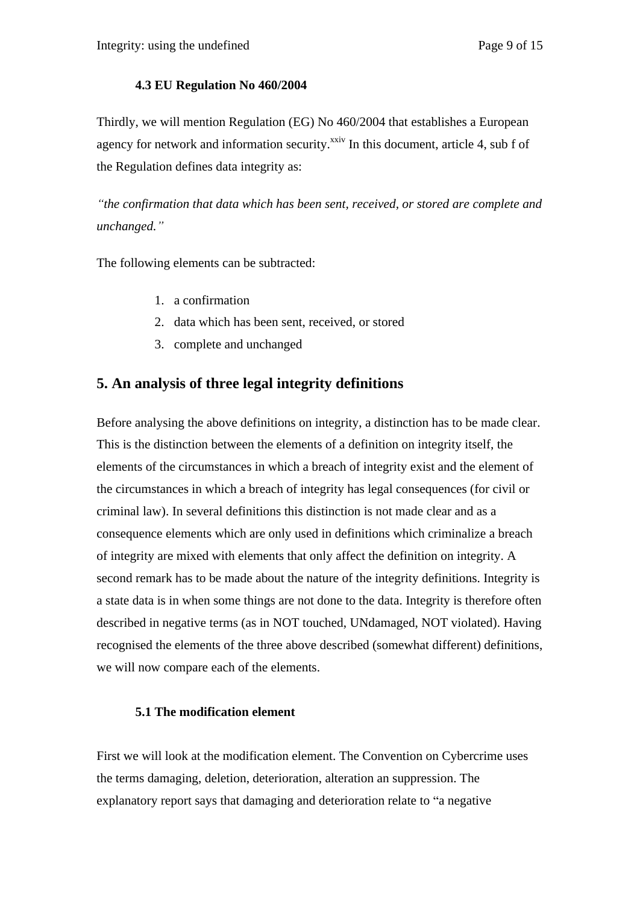### 4.3 EU Regulation No 460/2004

Thirdly, we will mention Regulation (EG) No 460/2004 that establishes a European agency for network and information security.[xxiv] In this document, article 4, sub f of the Regulation defines data integrity as:

*"the confirmation that data which has been sent, received, or stored are complete and unchanged."*

The following elements can be subtracted:

1. a confirmation
2. data which has been sent, received, or stored
3. complete and unchanged

## 5. An analysis of three legal integrity definitions

Before analysing the above definitions on integrity, a distinction has to be made clear. This is the distinction between the elements of a definition on integrity itself, the elements of the circumstances in which a breach of integrity exist and the element of the circumstances in which a breach of integrity has legal consequences (for civil or criminal law). In several definitions this distinction is not made clear and as a consequence elements which are only used in definitions which criminalize a breach of integrity are mixed with elements that only affect the definition on integrity. A second remark has to be made about the nature of the integrity definitions. Integrity is a state data is in when some things are not done to the data. Integrity is therefore often described in negative terms (as in NOT touched, UNdamaged, NOT violated). Having recognised the elements of the three above described (somewhat different) definitions, we will now compare each of the elements.

### 5.1 The modification element

First we will look at the modification element. The Convention on Cybercrime uses the terms damaging, deletion, deterioration, alteration an suppression. The explanatory report says that damaging and deterioration relate to "a negative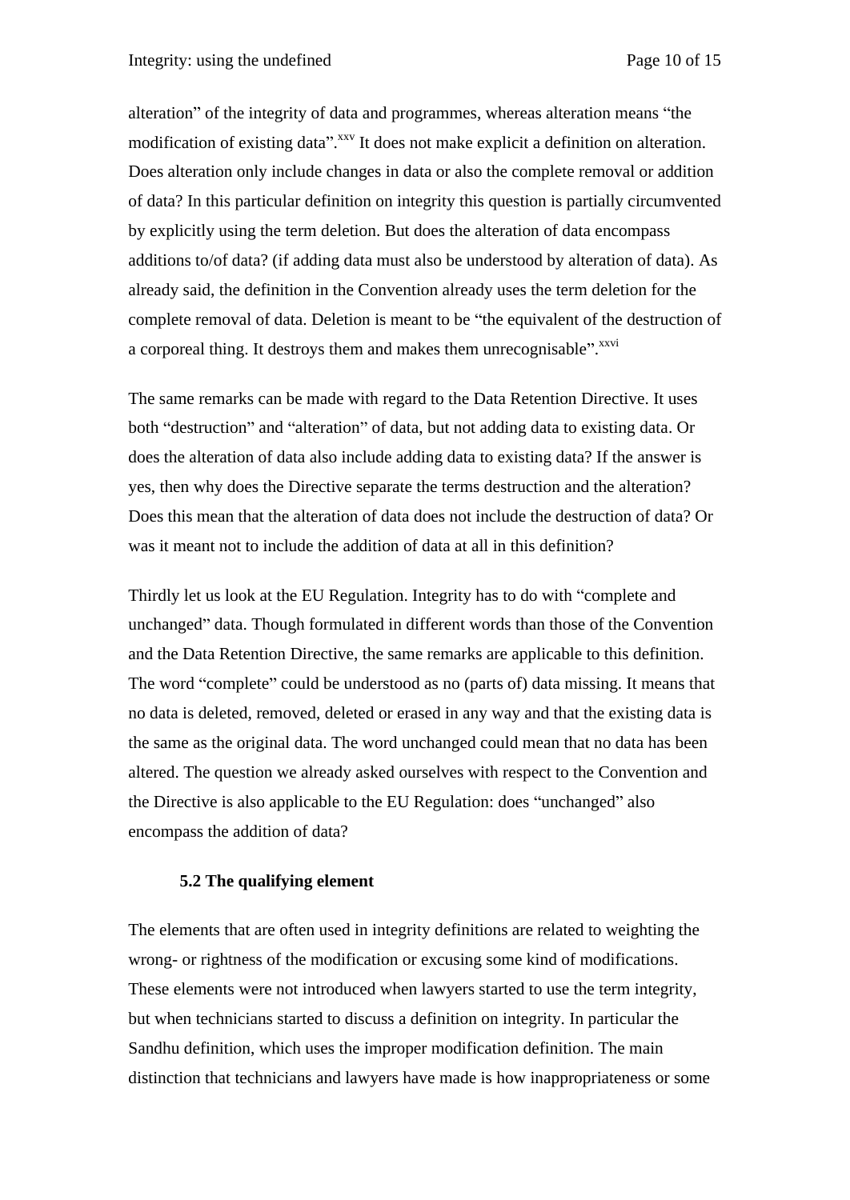alteration" of the integrity of data and programmes, whereas alteration means "the modification of existing data".[xxv] It does not make explicit a definition on alteration. Does alteration only include changes in data or also the complete removal or addition of data? In this particular definition on integrity this question is partially circumvented by explicitly using the term deletion. But does the alteration of data encompass additions to/of data? (if adding data must also be understood by alteration of data). As already said, the definition in the Convention already uses the term deletion for the complete removal of data. Deletion is meant to be "the equivalent of the destruction of a corporeal thing. It destroys them and makes them unrecognisable".[xxvi]

The same remarks can be made with regard to the Data Retention Directive. It uses both "destruction" and "alteration" of data, but not adding data to existing data. Or does the alteration of data also include adding data to existing data? If the answer is yes, then why does the Directive separate the terms destruction and the alteration? Does this mean that the alteration of data does not include the destruction of data? Or was it meant not to include the addition of data at all in this definition?

Thirdly let us look at the EU Regulation. Integrity has to do with "complete and unchanged" data. Though formulated in different words than those of the Convention and the Data Retention Directive, the same remarks are applicable to this definition. The word "complete" could be understood as no (parts of) data missing. It means that no data is deleted, removed, deleted or erased in any way and that the existing data is the same as the original data. The word unchanged could mean that no data has been altered. The question we already asked ourselves with respect to the Convention and the Directive is also applicable to the EU Regulation: does "unchanged" also encompass the addition of data?

### 5.2 The qualifying element

The elements that are often used in integrity definitions are related to weighting the wrong- or rightness of the modification or excusing some kind of modifications. These elements were not introduced when lawyers started to use the term integrity, but when technicians started to discuss a definition on integrity. In particular the Sandhu definition, which uses the improper modification definition. The main distinction that technicians and lawyers have made is how inappropriateness or some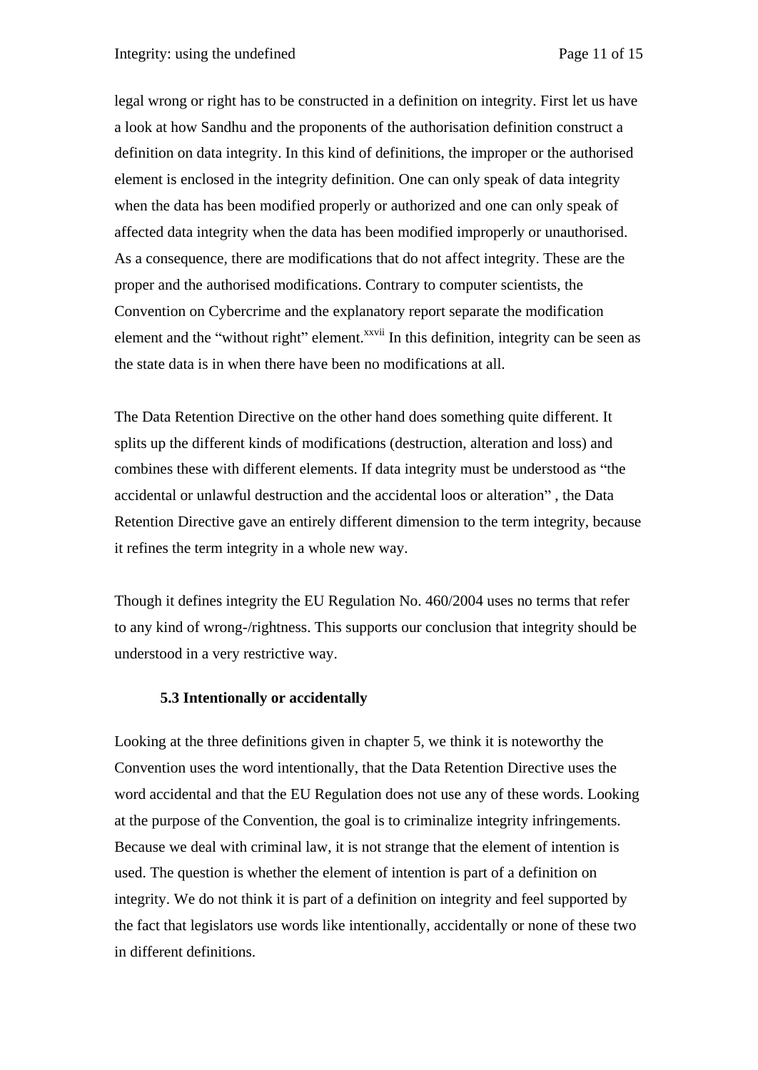legal wrong or right has to be constructed in a definition on integrity. First let us have a look at how Sandhu and the proponents of the authorisation definition construct a definition on data integrity. In this kind of definitions, the improper or the authorised element is enclosed in the integrity definition. One can only speak of data integrity when the data has been modified properly or authorized and one can only speak of affected data integrity when the data has been modified improperly or unauthorised. As a consequence, there are modifications that do not affect integrity. These are the proper and the authorised modifications. Contrary to computer scientists, the Convention on Cybercrime and the explanatory report separate the modification element and the "without right" element.[xxvii] In this definition, integrity can be seen as the state data is in when there have been no modifications at all.

The Data Retention Directive on the other hand does something quite different. It splits up the different kinds of modifications (destruction, alteration and loss) and combines these with different elements. If data integrity must be understood as "the accidental or unlawful destruction and the accidental loos or alteration" , the Data Retention Directive gave an entirely different dimension to the term integrity, because it refines the term integrity in a whole new way.

Though it defines integrity the EU Regulation No. 460/2004 uses no terms that refer to any kind of wrong-/rightness. This supports our conclusion that integrity should be understood in a very restrictive way.

### 5.3 Intentionally or accidentally

Looking at the three definitions given in chapter 5, we think it is noteworthy the Convention uses the word intentionally, that the Data Retention Directive uses the word accidental and that the EU Regulation does not use any of these words. Looking at the purpose of the Convention, the goal is to criminalize integrity infringements. Because we deal with criminal law, it is not strange that the element of intention is used. The question is whether the element of intention is part of a definition on integrity. We do not think it is part of a definition on integrity and feel supported by the fact that legislators use words like intentionally, accidentally or none of these two in different definitions.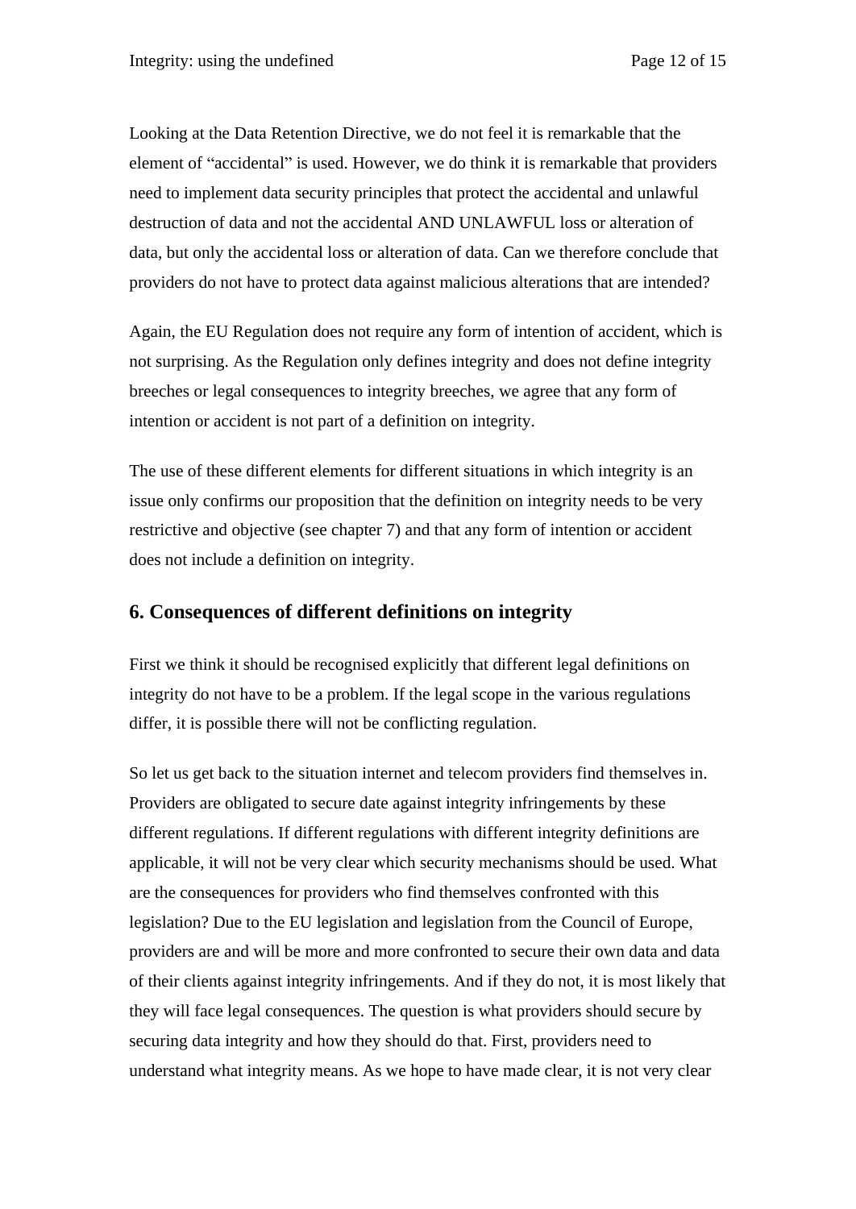Looking at the Data Retention Directive, we do not feel it is remarkable that the element of "accidental" is used. However, we do think it is remarkable that providers need to implement data security principles that protect the accidental and unlawful destruction of data and not the accidental AND UNLAWFUL loss or alteration of data, but only the accidental loss or alteration of data. Can we therefore conclude that providers do not have to protect data against malicious alterations that are intended?

Again, the EU Regulation does not require any form of intention of accident, which is not surprising. As the Regulation only defines integrity and does not define integrity breeches or legal consequences to integrity breeches, we agree that any form of intention or accident is not part of a definition on integrity.

The use of these different elements for different situations in which integrity is an issue only confirms our proposition that the definition on integrity needs to be very restrictive and objective (see chapter 7) and that any form of intention or accident does not include a definition on integrity.

## 6. Consequences of different definitions on integrity

First we think it should be recognised explicitly that different legal definitions on integrity do not have to be a problem. If the legal scope in the various regulations differ, it is possible there will not be conflicting regulation.

So let us get back to the situation internet and telecom providers find themselves in. Providers are obligated to secure date against integrity infringements by these different regulations. If different regulations with different integrity definitions are applicable, it will not be very clear which security mechanisms should be used. What are the consequences for providers who find themselves confronted with this legislation? Due to the EU legislation and legislation from the Council of Europe, providers are and will be more and more confronted to secure their own data and data of their clients against integrity infringements. And if they do not, it is most likely that they will face legal consequences. The question is what providers should secure by securing data integrity and how they should do that. First, providers need to understand what integrity means. As we hope to have made clear, it is not very clear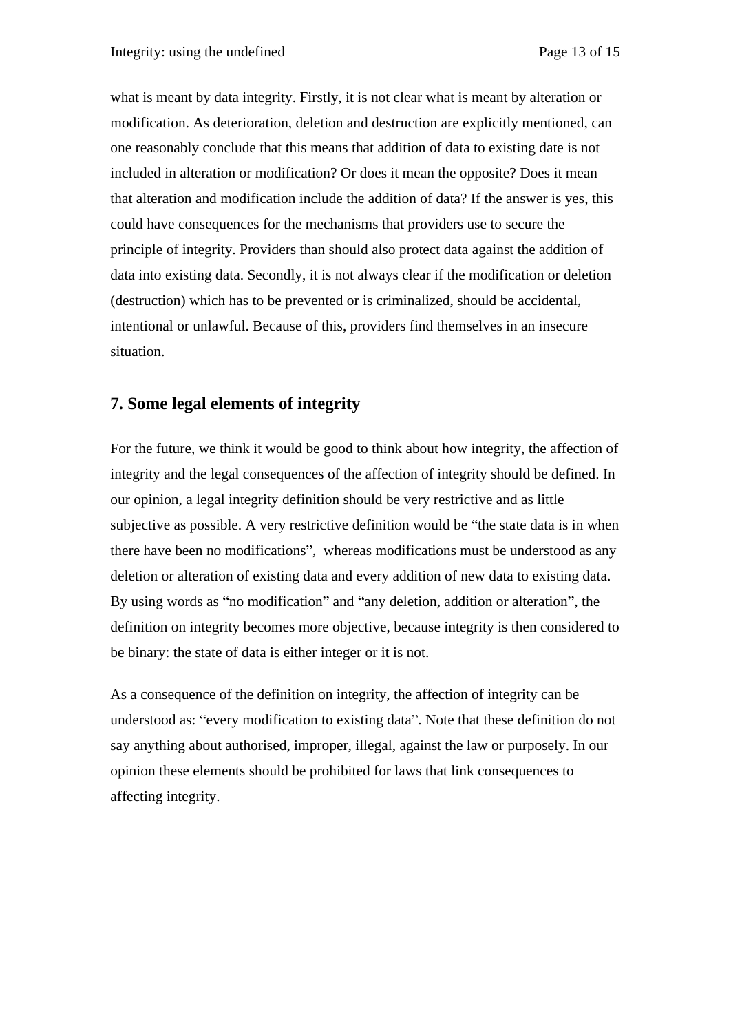what is meant by data integrity. Firstly, it is not clear what is meant by alteration or modification. As deterioration, deletion and destruction are explicitly mentioned, can one reasonably conclude that this means that addition of data to existing date is not included in alteration or modification? Or does it mean the opposite? Does it mean that alteration and modification include the addition of data? If the answer is yes, this could have consequences for the mechanisms that providers use to secure the principle of integrity. Providers than should also protect data against the addition of data into existing data. Secondly, it is not always clear if the modification or deletion (destruction) which has to be prevented or is criminalized, should be accidental, intentional or unlawful. Because of this, providers find themselves in an insecure situation.

## 7. Some legal elements of integrity

For the future, we think it would be good to think about how integrity, the affection of integrity and the legal consequences of the affection of integrity should be defined. In our opinion, a legal integrity definition should be very restrictive and as little subjective as possible. A very restrictive definition would be "the state data is in when there have been no modifications", whereas modifications must be understood as any deletion or alteration of existing data and every addition of new data to existing data. By using words as "no modification" and "any deletion, addition or alteration", the definition on integrity becomes more objective, because integrity is then considered to be binary: the state of data is either integer or it is not.

As a consequence of the definition on integrity, the affection of integrity can be understood as: "every modification to existing data". Note that these definition do not say anything about authorised, improper, illegal, against the law or purposely. In our opinion these elements should be prohibited for laws that link consequences to affecting integrity.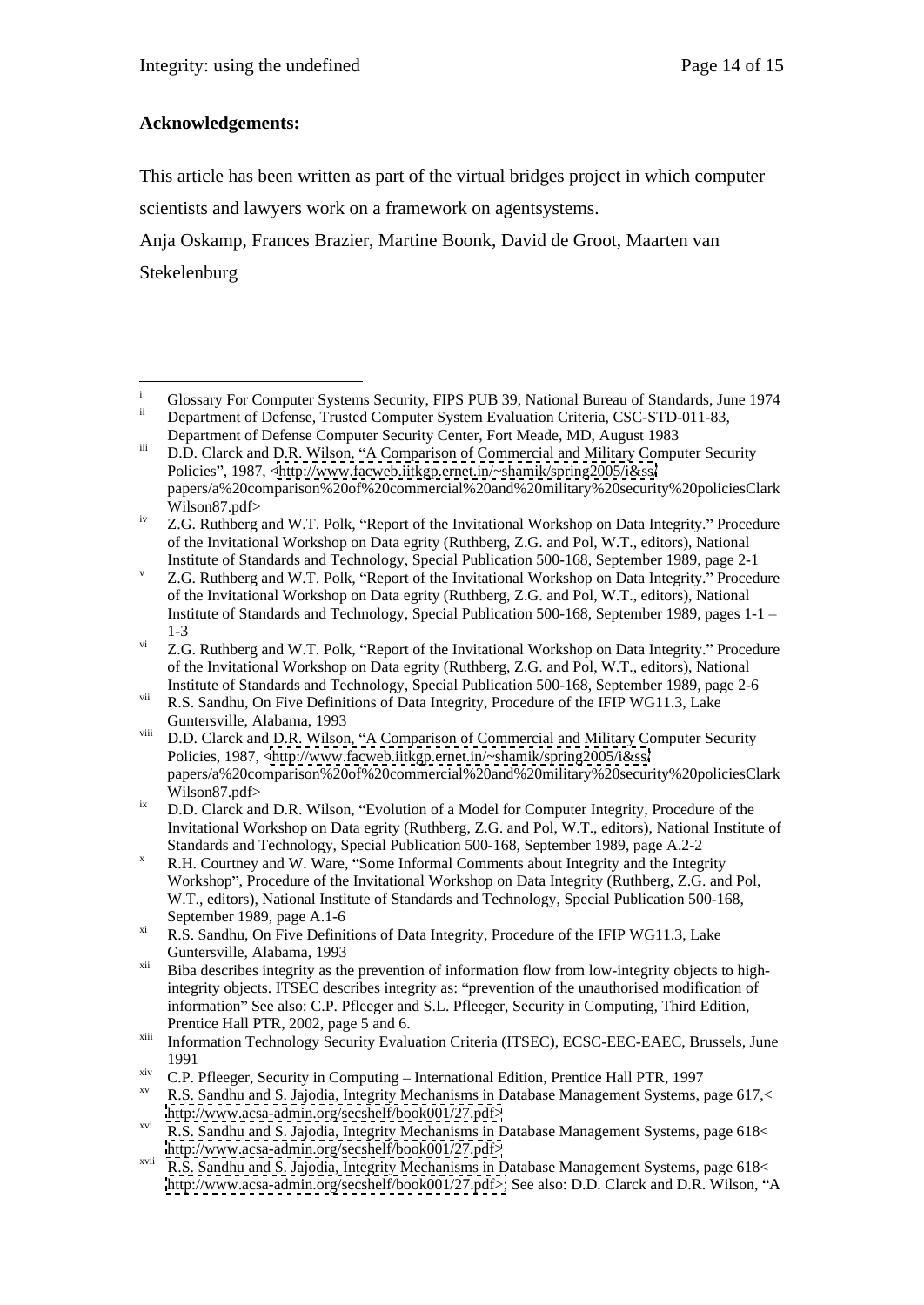**Acknowledgements:**

This article has been written as part of the virtual bridges project in which computer scientists and lawyers work on a framework on agentsystems.

Anja Oskamp, Frances Brazier, Martine Boonk, David de Groot, Maarten van Stekelenburg

---

[i] Glossary For Computer Systems Security, FIPS PUB 39, National Bureau of Standards, June 1974

[ii] Department of Defense, Trusted Computer System Evaluation Criteria, CSC-STD-011-83, Department of Defense Computer Security Center, Fort Meade, MD, August 1983

[iii] D.D. Clarck and D.R. Wilson, "A Comparison of Commercial and Military Computer Security Policies", 1987, <http://www.facweb.iitkgp.ernet.in/~shamik/spring2005/i&ss/papers/a%20comparison%20of%20commercial%20and%20military%20security%20policiesClarkWilson87.pdf>

[iv] Z.G. Ruthberg and W.T. Polk, "Report of the Invitational Workshop on Data Integrity." Procedure of the Invitational Workshop on Data egrity (Ruthberg, Z.G. and Pol, W.T., editors), National Institute of Standards and Technology, Special Publication 500-168, September 1989, page 2-1

[v] Z.G. Ruthberg and W.T. Polk, "Report of the Invitational Workshop on Data Integrity." Procedure of the Invitational Workshop on Data egrity (Ruthberg, Z.G. and Pol, W.T., editors), National Institute of Standards and Technology, Special Publication 500-168, September 1989, pages 1-1 – 1-3

[vi] Z.G. Ruthberg and W.T. Polk, "Report of the Invitational Workshop on Data Integrity." Procedure of the Invitational Workshop on Data egrity (Ruthberg, Z.G. and Pol, W.T., editors), National Institute of Standards and Technology, Special Publication 500-168, September 1989, page 2-6

[vii] R.S. Sandhu, On Five Definitions of Data Integrity, Procedure of the IFIP WG11.3, Lake Guntersville, Alabama, 1993

[viii] D.D. Clarck and D.R. Wilson, "A Comparison of Commercial and Military Computer Security Policies, 1987, <http://www.facweb.iitkgp.ernet.in/~shamik/spring2005/i&ss/papers/a%20comparison%20of%20commercial%20and%20military%20security%20policiesClarkWilson87.pdf>

[ix] D.D. Clarck and D.R. Wilson, "Evolution of a Model for Computer Integrity, Procedure of the Invitational Workshop on Data egrity (Ruthberg, Z.G. and Pol, W.T., editors), National Institute of Standards and Technology, Special Publication 500-168, September 1989, page A.2-2

[x] R.H. Courtney and W. Ware, "Some Informal Comments about Integrity and the Integrity Workshop", Procedure of the Invitational Workshop on Data Integrity (Ruthberg, Z.G. and Pol, W.T., editors), National Institute of Standards and Technology, Special Publication 500-168, September 1989, page A.1-6

[xi] R.S. Sandhu, On Five Definitions of Data Integrity, Procedure of the IFIP WG11.3, Lake Guntersville, Alabama, 1993

[xii] Biba describes integrity as the prevention of information flow from low-integrity objects to high-integrity objects. ITSEC describes integrity as: "prevention of the unauthorised modification of information" See also: C.P. Pfleeger and S.L. Pfleeger, Security in Computing, Third Edition, Prentice Hall PTR, 2002, page 5 and 6.

[xiii] Information Technology Security Evaluation Criteria (ITSEC), ECSC-EEC-EAEC, Brussels, June 1991

[xiv] C.P. Pfleeger, Security in Computing – International Edition, Prentice Hall PTR, 1997

[xv] R.S. Sandhu and S. Jajodia, Integrity Mechanisms in Database Management Systems, page 617,< http://www.acsa-admin.org/secshelf/book001/27.pdf>

[xvi] R.S. Sandhu and S. Jajodia, Integrity Mechanisms in Database Management Systems, page 618< http://www.acsa-admin.org/secshelf/book001/27.pdf>

[xvii] R.S. Sandhu and S. Jajodia, Integrity Mechanisms in Database Management Systems, page 618< http://www.acsa-admin.org/secshelf/book001/27.pdf>; See also: D.D. Clarck and D.R. Wilson, "A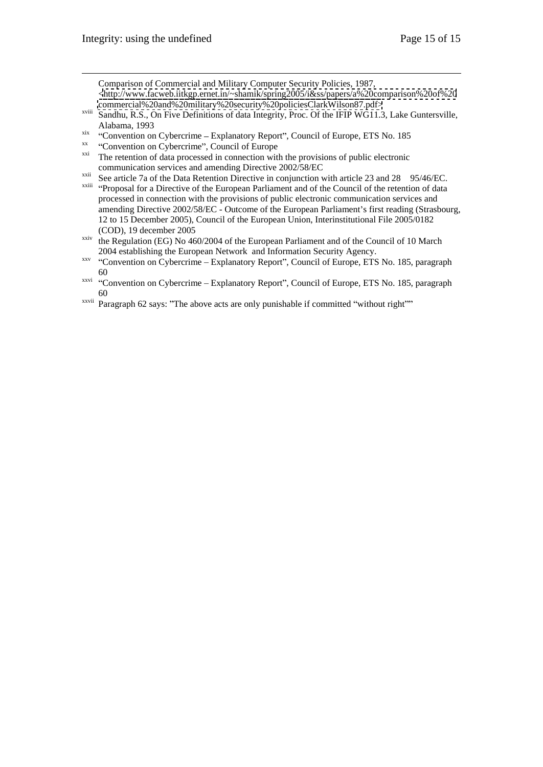Comparison of Commercial and Military Computer Security Policies, 1987, <http://www.facweb.iitkgp.ernet.in/~shamik/spring2005/i&ss/papers/a%20comparison%20of%20commercial%20and%20military%20security%20policiesClarkWilson87.pdf>

[xviii] Sandhu, R.S., On Five Definitions of data Integrity, Proc. Of the IFIP WG11.3, Lake Guntersville, Alabama, 1993

[xix] "Convention on Cybercrime – Explanatory Report", Council of Europe, ETS No. 185

[xx] "Convention on Cybercrime", Council of Europe

[xxi] The retention of data processed in connection with the provisions of public electronic communication services and amending Directive 2002/58/EC

[xxii] See article 7a of the Data Retention Directive in conjunction with article 23 and 28 95/46/EC.

[xxiii] "Proposal for a Directive of the European Parliament and of the Council of the retention of data processed in connection with the provisions of public electronic communication services and amending Directive 2002/58/EC - Outcome of the European Parliament's first reading (Strasbourg, 12 to 15 December 2005), Council of the European Union, Interinstitutional File 2005/0182 (COD), 19 december 2005

[xxiv] the Regulation (EG) No 460/2004 of the European Parliament and of the Council of 10 March 2004 establishing the European Network and Information Security Agency.

[xxv] "Convention on Cybercrime – Explanatory Report", Council of Europe, ETS No. 185, paragraph 60

[xxvi] "Convention on Cybercrime – Explanatory Report", Council of Europe, ETS No. 185, paragraph 60

[xxvii] Paragraph 62 says: "The above acts are only punishable if committed "without right""